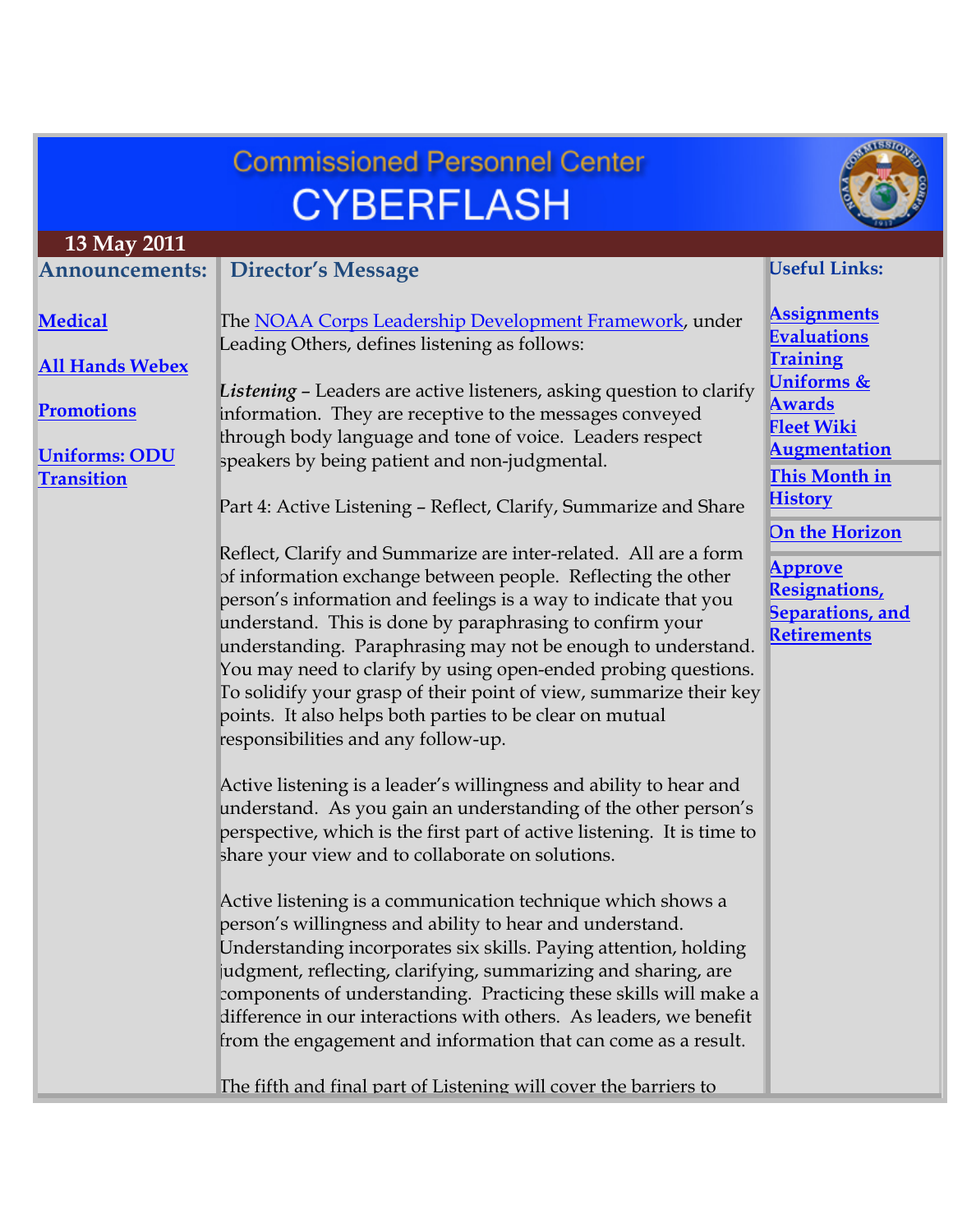# Commissioned Personnel Center CYBERFLASH

**13 May 2011**

## Announcements:

**Medical**

**All Hands Webex**

**Promotions**

**Uniforms: ODU Transition**

## Director's Message

The NOAA Corps Leadership Development Framework, under Leading Others, defines listening as follows:

***Listening*** – Leaders are active listeners, asking question to clarify information. They are receptive to the messages conveyed through body language and tone of voice. Leaders respect speakers by being patient and non-judgmental.

Part 4: Active Listening – Reflect, Clarify, Summarize and Share

Reflect, Clarify and Summarize are inter-related. All are a form of information exchange between people. Reflecting the other person's information and feelings is a way to indicate that you understand. This is done by paraphrasing to confirm your understanding. Paraphrasing may not be enough to understand. You may need to clarify by using open-ended probing questions. To solidify your grasp of their point of view, summarize their key points. It also helps both parties to be clear on mutual responsibilities and any follow-up.

Active listening is a leader's willingness and ability to hear and understand. As you gain an understanding of the other person's perspective, which is the first part of active listening. It is time to share your view and to collaborate on solutions.

Active listening is a communication technique which shows a person's willingness and ability to hear and understand. Understanding incorporates six skills. Paying attention, holding judgment, reflecting, clarifying, summarizing and sharing, are components of understanding. Practicing these skills will make a difference in our interactions with others. As leaders, we benefit from the engagement and information that can come as a result.

The fifth and final part of Listening will cover the barriers to

## Useful Links:

**Assignments**
**Evaluations**
**Training**
**Uniforms & Awards**
**Fleet Wiki**
**Augmentation**

**This Month in History**

**On the Horizon**

**Approve Resignations, Separations, and Retirements**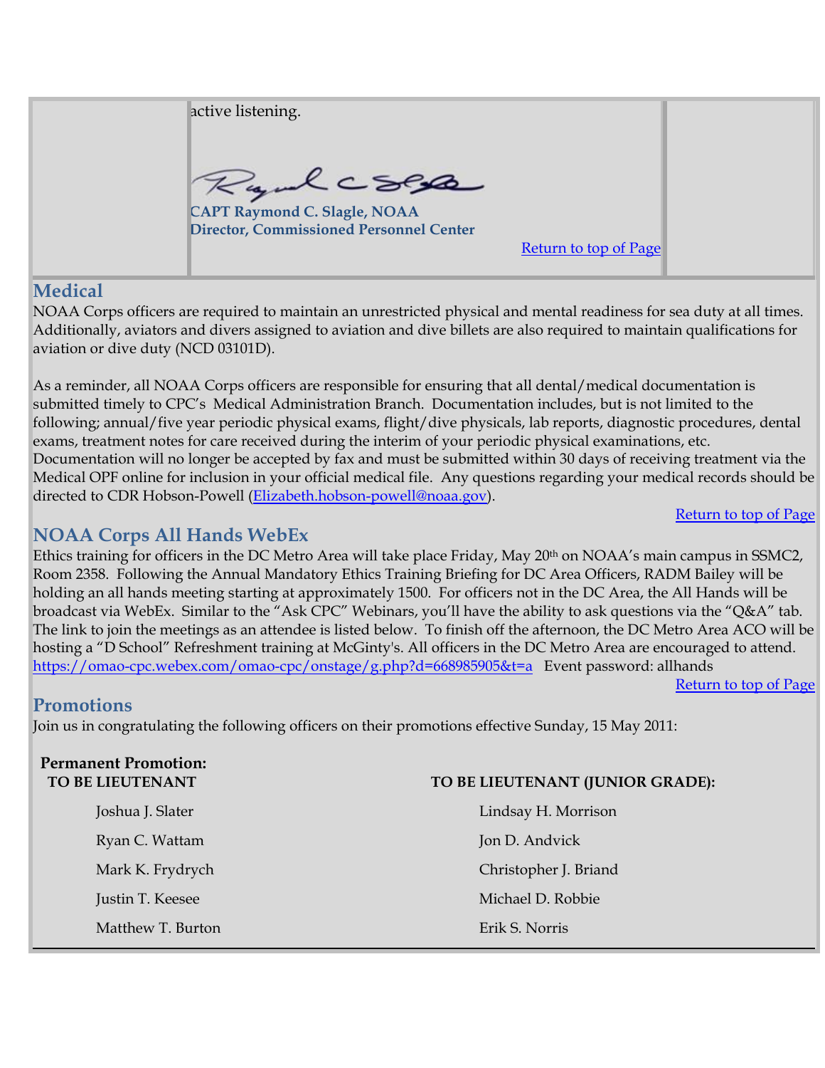active listening.

**CAPT Raymond C. Slagle, NOAA**
**Director, Commissioned Personnel Center**

Return to top of Page

## Medical

NOAA Corps officers are required to maintain an unrestricted physical and mental readiness for sea duty at all times. Additionally, aviators and divers assigned to aviation and dive billets are also required to maintain qualifications for aviation or dive duty (NCD 03101D).

As a reminder, all NOAA Corps officers are responsible for ensuring that all dental/medical documentation is submitted timely to CPC's Medical Administration Branch. Documentation includes, but is not limited to the following; annual/five year periodic physical exams, flight/dive physicals, lab reports, diagnostic procedures, dental exams, treatment notes for care received during the interim of your periodic physical examinations, etc. Documentation will no longer be accepted by fax and must be submitted within 30 days of receiving treatment via the Medical OPF online for inclusion in your official medical file. Any questions regarding your medical records should be directed to CDR Hobson-Powell (Elizabeth.hobson-powell@noaa.gov).

Return to top of Page

## NOAA Corps All Hands WebEx

Ethics training for officers in the DC Metro Area will take place Friday, May 20th on NOAA's main campus in SSMC2, Room 2358. Following the Annual Mandatory Ethics Training Briefing for DC Area Officers, RADM Bailey will be holding an all hands meeting starting at approximately 1500. For officers not in the DC Area, the All Hands will be broadcast via WebEx. Similar to the "Ask CPC" Webinars, you'll have the ability to ask questions via the "Q&A" tab. The link to join the meetings as an attendee is listed below. To finish off the afternoon, the DC Metro Area ACO will be hosting a "D School" Refreshment training at McGinty's. All officers in the DC Metro Area are encouraged to attend.
https://omao-cpc.webex.com/omao-cpc/onstage/g.php?d=668985905&t=a Event password: allhands

Return to top of Page

## Promotions

Join us in congratulating the following officers on their promotions effective Sunday, 15 May 2011:

**Permanent Promotion:**

| TO BE LIEUTENANT | TO BE LIEUTENANT (JUNIOR GRADE): |
| --- | --- |
| Joshua J. Slater | Lindsay H. Morrison |
| Ryan C. Wattam | Jon D. Andvick |
| Mark K. Frydrych | Christopher J. Briand |
| Justin T. Keesee | Michael D. Robbie |
| Matthew T. Burton | Erik S. Norris |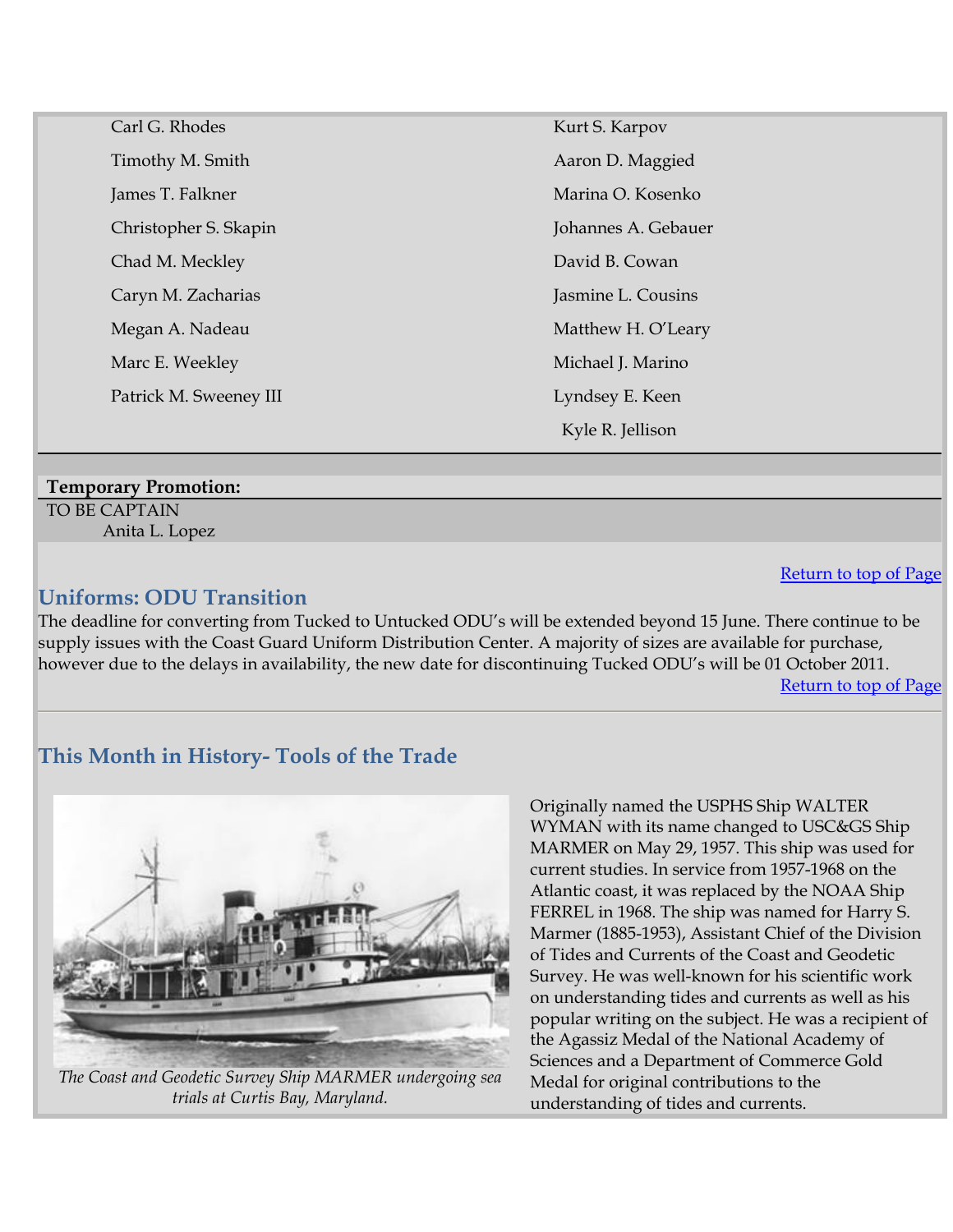| | |
|---|---|
| Carl G. Rhodes | Kurt S. Karpov |
| Timothy M. Smith | Aaron D. Maggied |
| James T. Falkner | Marina O. Kosenko |
| Christopher S. Skapin | Johannes A. Gebauer |
| Chad M. Meckley | David B. Cowan |
| Caryn M. Zacharias | Jasmine L. Cousins |
| Megan A. Nadeau | Matthew H. O'Leary |
| Marc E. Weekley | Michael J. Marino |
| Patrick M. Sweeney III | Lyndsey E. Keen |
| | Kyle R. Jellison |

**Temporary Promotion:**

TO BE CAPTAIN

Anita L. Lopez

Return to top of Page

## Uniforms: ODU Transition

The deadline for converting from Tucked to Untucked ODU's will be extended beyond 15 June. There continue to be supply issues with the Coast Guard Uniform Distribution Center. A majority of sizes are available for purchase, however due to the delays in availability, the new date for discontinuing Tucked ODU's will be 01 October 2011.

Return to top of Page

---

## This Month in History- Tools of the Trade

*The Coast and Geodetic Survey Ship MARMER undergoing sea trials at Curtis Bay, Maryland.*

Originally named the USPHS Ship WALTER WYMAN with its name changed to USC&GS Ship MARMER on May 29, 1957. This ship was used for current studies. In service from 1957-1968 on the Atlantic coast, it was replaced by the NOAA Ship FERREL in 1968. The ship was named for Harry S. Marmer (1885-1953), Assistant Chief of the Division of Tides and Currents of the Coast and Geodetic Survey. He was well-known for his scientific work on understanding tides and currents as well as his popular writing on the subject. He was a recipient of the Agassiz Medal of the National Academy of Sciences and a Department of Commerce Gold Medal for original contributions to the understanding of tides and currents.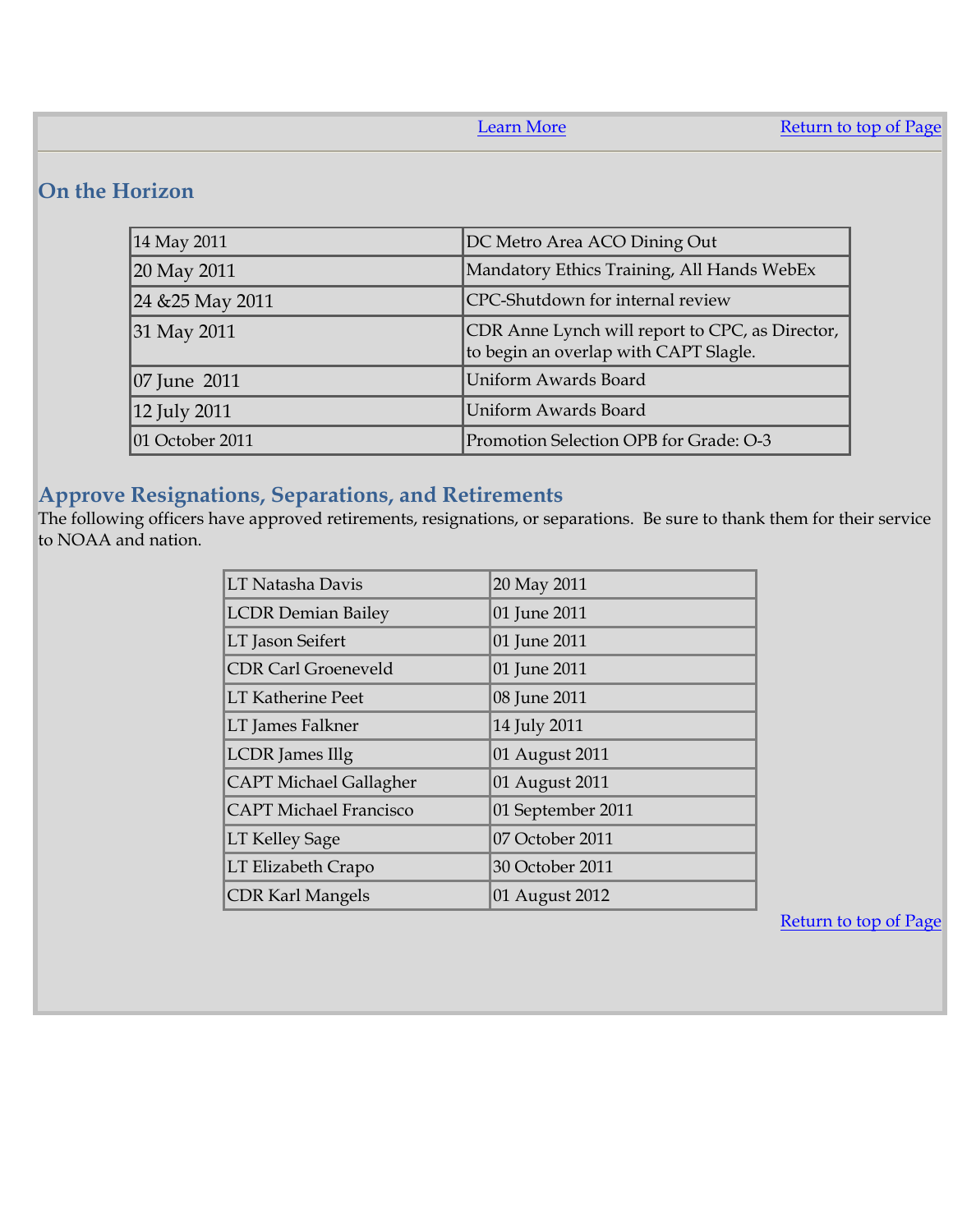Learn More Return to top of Page

## On the Horizon

| | |
|---|---|
| 14 May 2011 | DC Metro Area ACO Dining Out |
| 20 May 2011 | Mandatory Ethics Training, All Hands WebEx |
| 24 &25 May 2011 | CPC-Shutdown for internal review |
| 31 May 2011 | CDR Anne Lynch will report to CPC, as Director, to begin an overlap with CAPT Slagle. |
| 07 June 2011 | Uniform Awards Board |
| 12 July 2011 | Uniform Awards Board |
| 01 October 2011 | Promotion Selection OPB for Grade: O-3 |

## Approve Resignations, Separations, and Retirements

The following officers have approved retirements, resignations, or separations. Be sure to thank them for their service to NOAA and nation.

| | |
|---|---|
| LT Natasha Davis | 20 May 2011 |
| LCDR Demian Bailey | 01 June 2011 |
| LT Jason Seifert | 01 June 2011 |
| CDR Carl Groeneveld | 01 June 2011 |
| LT Katherine Peet | 08 June 2011 |
| LT James Falkner | 14 July 2011 |
| LCDR James Illg | 01 August 2011 |
| CAPT Michael Gallagher | 01 August 2011 |
| CAPT Michael Francisco | 01 September 2011 |
| LT Kelley Sage | 07 October 2011 |
| LT Elizabeth Crapo | 30 October 2011 |
| CDR Karl Mangels | 01 August 2012 |

Return to top of Page